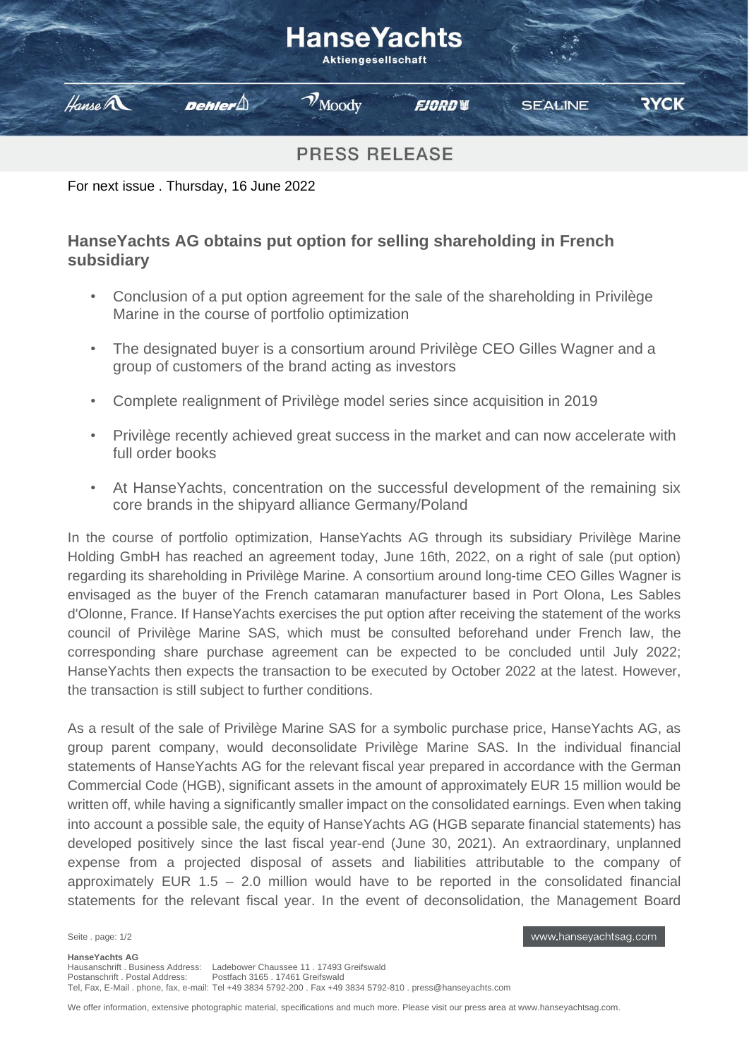# HanseYachts

Aktiengesellschaft

Hanse · Dehler · Moody · FJORD · SEALINE · RYCK

## PRESS RELEASE

For next issue . Thursday, 16 June 2022

### HanseYachts AG obtains put option for selling shareholding in French subsidiary

- Conclusion of a put option agreement for the sale of the shareholding in Privilège Marine in the course of portfolio optimization
- The designated buyer is a consortium around Privilège CEO Gilles Wagner and a group of customers of the brand acting as investors
- Complete realignment of Privilège model series since acquisition in 2019
- Privilège recently achieved great success in the market and can now accelerate with full order books
- At HanseYachts, concentration on the successful development of the remaining six core brands in the shipyard alliance Germany/Poland

In the course of portfolio optimization, HanseYachts AG through its subsidiary Privilège Marine Holding GmbH has reached an agreement today, June 16th, 2022, on a right of sale (put option) regarding its shareholding in Privilège Marine. A consortium around long-time CEO Gilles Wagner is envisaged as the buyer of the French catamaran manufacturer based in Port Olona, Les Sables d'Olonne, France. If HanseYachts exercises the put option after receiving the statement of the works council of Privilège Marine SAS, which must be consulted beforehand under French law, the corresponding share purchase agreement can be expected to be concluded until July 2022; HanseYachts then expects the transaction to be executed by October 2022 at the latest. However, the transaction is still subject to further conditions.

As a result of the sale of Privilège Marine SAS for a symbolic purchase price, HanseYachts AG, as group parent company, would deconsolidate Privilège Marine SAS. In the individual financial statements of HanseYachts AG for the relevant fiscal year prepared in accordance with the German Commercial Code (HGB), significant assets in the amount of approximately EUR 15 million would be written off, while having a significantly smaller impact on the consolidated earnings. Even when taking into account a possible sale, the equity of HanseYachts AG (HGB separate financial statements) has developed positively since the last fiscal year-end (June 30, 2021). An extraordinary, unplanned expense from a projected disposal of assets and liabilities attributable to the company of approximately EUR 1.5 – 2.0 million would have to be reported in the consolidated financial statements for the relevant fiscal year. In the event of deconsolidation, the Management Board

**HanseYachts AG**
Hausanschrift . Business Address: Ladebower Chaussee 11 . 17493 Greifswald
Postanschrift . Postal Address: Postfach 3165 . 17461 Greifswald
Tel, Fax, E-Mail . phone, fax, e-mail: Tel +49 3834 5792-200 . Fax +49 3834 5792-810 . press@hanseyachts.com

We offer information, extensive photographic material, specifications and much more. Please visit our press area at www.hanseyachtsag.com.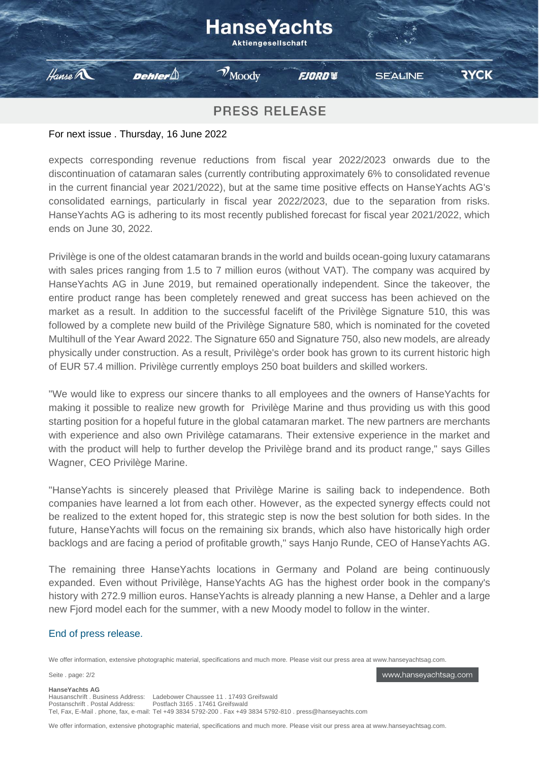For next issue . Thursday, 16 June 2022

expects corresponding revenue reductions from fiscal year 2022/2023 onwards due to the discontinuation of catamaran sales (currently contributing approximately 6% to consolidated revenue in the current financial year 2021/2022), but at the same time positive effects on HanseYachts AG's consolidated earnings, particularly in fiscal year 2022/2023, due to the separation from risks. HanseYachts AG is adhering to its most recently published forecast for fiscal year 2021/2022, which ends on June 30, 2022.

Privilège is one of the oldest catamaran brands in the world and builds ocean-going luxury catamarans with sales prices ranging from 1.5 to 7 million euros (without VAT). The company was acquired by HanseYachts AG in June 2019, but remained operationally independent. Since the takeover, the entire product range has been completely renewed and great success has been achieved on the market as a result. In addition to the successful facelift of the Privilège Signature 510, this was followed by a complete new build of the Privilège Signature 580, which is nominated for the coveted Multihull of the Year Award 2022. The Signature 650 and Signature 750, also new models, are already physically under construction. As a result, Privilège's order book has grown to its current historic high of EUR 57.4 million. Privilège currently employs 250 boat builders and skilled workers.

"We would like to express our sincere thanks to all employees and the owners of HanseYachts for making it possible to realize new growth for Privilège Marine and thus providing us with this good starting position for a hopeful future in the global catamaran market. The new partners are merchants with experience and also own Privilège catamarans. Their extensive experience in the market and with the product will help to further develop the Privilège brand and its product range," says Gilles Wagner, CEO Privilège Marine.

"HanseYachts is sincerely pleased that Privilège Marine is sailing back to independence. Both companies have learned a lot from each other. However, as the expected synergy effects could not be realized to the extent hoped for, this strategic step is now the best solution for both sides. In the future, HanseYachts will focus on the remaining six brands, which also have historically high order backlogs and are facing a period of profitable growth," says Hanjo Runde, CEO of HanseYachts AG.

The remaining three HanseYachts locations in Germany and Poland are being continuously expanded. Even without Privilège, HanseYachts AG has the highest order book in the company's history with 272.9 million euros. HanseYachts is already planning a new Hanse, a Dehler and a large new Fjord model each for the summer, with a new Moody model to follow in the winter.

End of press release.

We offer information, extensive photographic material, specifications and much more. Please visit our press area at www.hanseyachtsag.com.

**HanseYachts AG**
Hausanschrift . Business Address: Ladebower Chaussee 11 . 17493 Greifswald
Postanschrift . Postal Address: Postfach 3165 . 17461 Greifswald
Tel, Fax, E-Mail . phone, fax, e-mail: Tel +49 3834 5792-200 . Fax +49 3834 5792-810 . press@hanseyachts.com